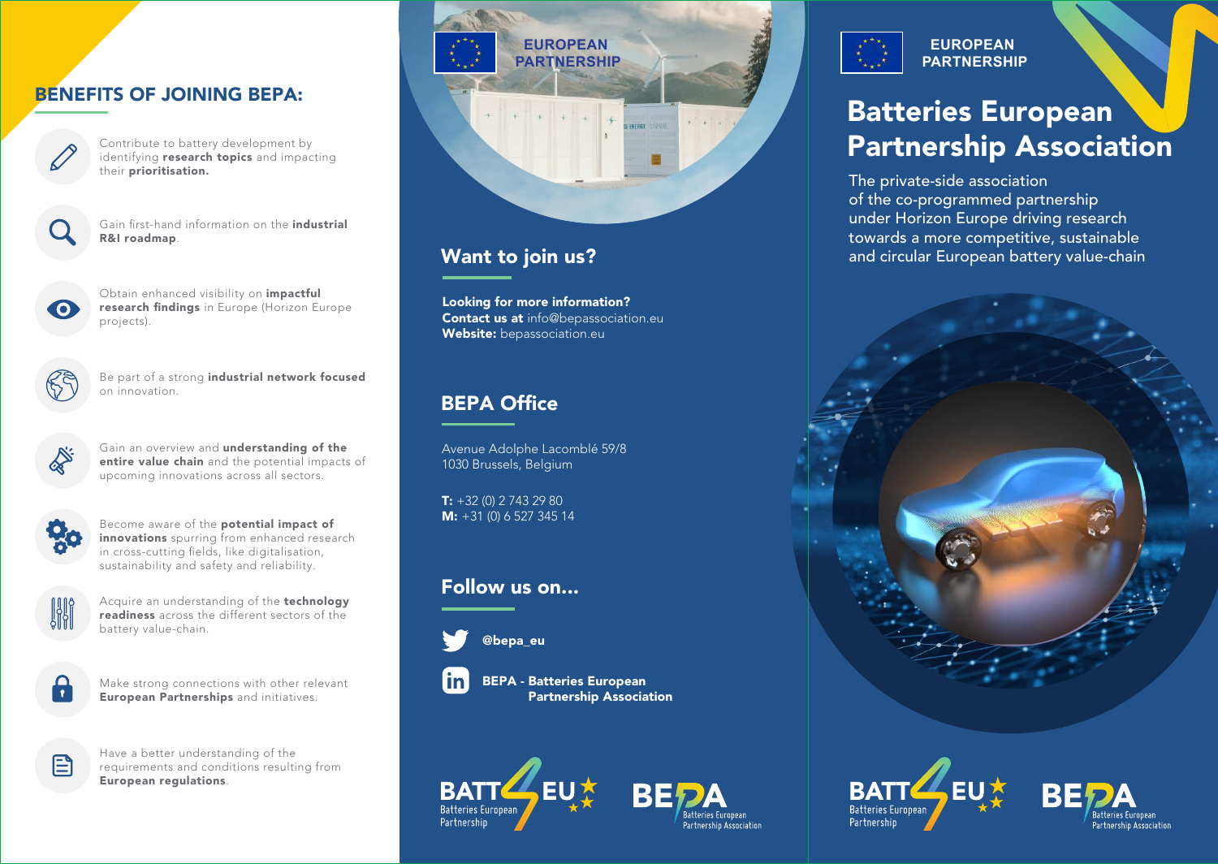## BENEFITS OF JOINING BEPA:

- Contribute to battery development by identifying **research topics** and impacting their **prioritisation.**
- Gain first-hand information on the **industrial R&I roadmap**.
- Obtain enhanced visibility on **impactful research findings** in Europe (Horizon Europe projects).
- Be part of a strong **industrial network focused** on innovation.
- Gain an overview and **understanding of the entire value chain** and the potential impacts of upcoming innovations across all sectors.
- Become aware of the **potential impact of innovations** spurring from enhanced research in cross-cutting fields, like digitalisation, sustainability and safety and reliability.
- Acquire an understanding of the **technology readiness** across the different sectors of the battery value-chain.
- Make strong connections with other relevant **European Partnerships** and initiatives.
- Have a better understanding of the requirements and conditions resulting from **European regulations**.

EUROPEAN PARTNERSHIP

## Want to join us?

**Looking for more information?**
**Contact us at** info@bepassociation.eu
**Website:** bepassociation.eu

## BEPA Office

Avenue Adolphe Lacomblé 59/8
1030 Brussels, Belgium

**T:** +32 (0) 2 743 29 80
**M:** +31 (0) 6 527 345 14

## Follow us on...

**@bepa_eu**

**BEPA - Batteries European Partnership Association**

BATT4EU Batteries European Partnership

BEPA Batteries European Partnership Association

EUROPEAN PARTNERSHIP

# Batteries European Partnership Association

The private-side association of the co-programmed partnership under Horizon Europe driving research towards a more competitive, sustainable and circular European battery value-chain

BATT4EU Batteries European Partnership

BEPA Batteries European Partnership Association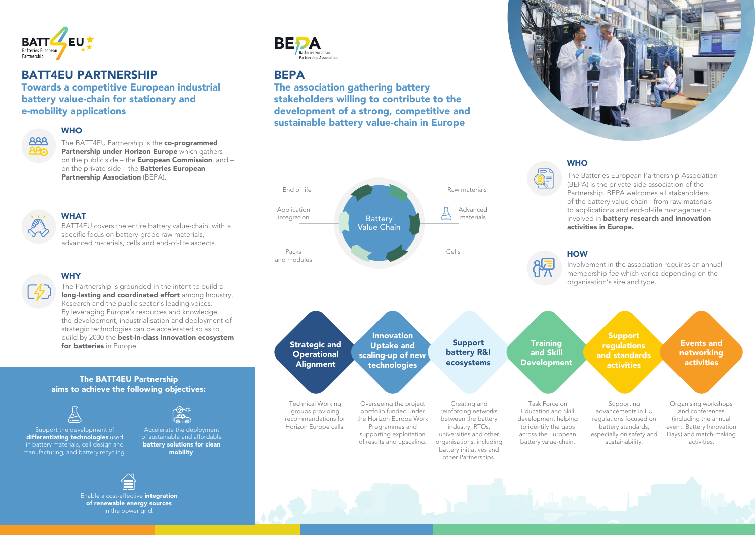# BATT4EU PARTNERSHIP

## Towards a competitive European industrial battery value-chain for stationary and e-mobility applications

### WHO

The BATT4EU Partnership is the **co-programmed Partnership under Horizon Europe** which gathers – on the public side – the **European Commission**, and – on the private-side – the **Batteries European Partnership Association** (BEPA).

### WHAT

BATT4EU covers the entire battery value-chain, with a specific focus on battery-grade raw materials, advanced materials, cells and end-of-life aspects.

### WHY

The Partnership is grounded in the intent to build a **long-lasting and coordinated effort** among Industry, Research and the public sector's leading voices. By leveraging Europe's resources and knowledge, the development, industrialisation and deployment of strategic technologies can be accelerated so as to build by 2030 the **best-in-class innovation ecosystem for batteries** in Europe.

### The BATT4EU Partnership aims to achieve the following objectives:

- Support the development of **differentiating technologies** used in battery materials, cell design and manufacturing, and battery recycling.
- Accelerate the deployment of sustainable and affordable **battery solutions for clean mobility**.
- Enable a cost-effective **integration of renewable energy sources** in the power grid.

# BEPA

## The association gathering battery stakeholders willing to contribute to the development of a strong, competitive and sustainable battery value-chain in Europe

Battery Value Chain

Raw materials

Advanced materials

Cells

Packs and modules

Application integration

End of life

### WHO

The Batteries European Partnership Association (BEPA) is the private-side association of the Partnership. BEPA welcomes all stakeholders of the battery value-chain - from raw materials to applications and end-of-life management - involved in **battery research and innovation activities in Europe.**

### HOW

Involvement in the association requires an annual membership fee which varies depending on the organisation's size and type.

**Strategic and Operational Alignment**

Technical Working groups providing recommendations for Horizon Europe calls.

**Innovation Uptake and scaling-up of new technologies**

Overseeing the project portfolio funded under the Horizon Europe Work Programmes and supporting exploitation of results and upscaling.

**Support battery R&I ecosystems**

Creating and reinforcing networks between the battery industry, RTOs, universities and other organisations, including battery initiatives and other Partnerships.

**Training and Skill Development**

Task Force on Education and Skill development helping to identify the gaps across the European battery value-chain.

**Support regulations and standards activities**

Supporting advancements in EU regulations focused on battery standards, especially on safety and sustainability.

**Events and networking activities**

Organising workshops and conferences (including the annual event: Battery Innovation Days) and match-making activities.